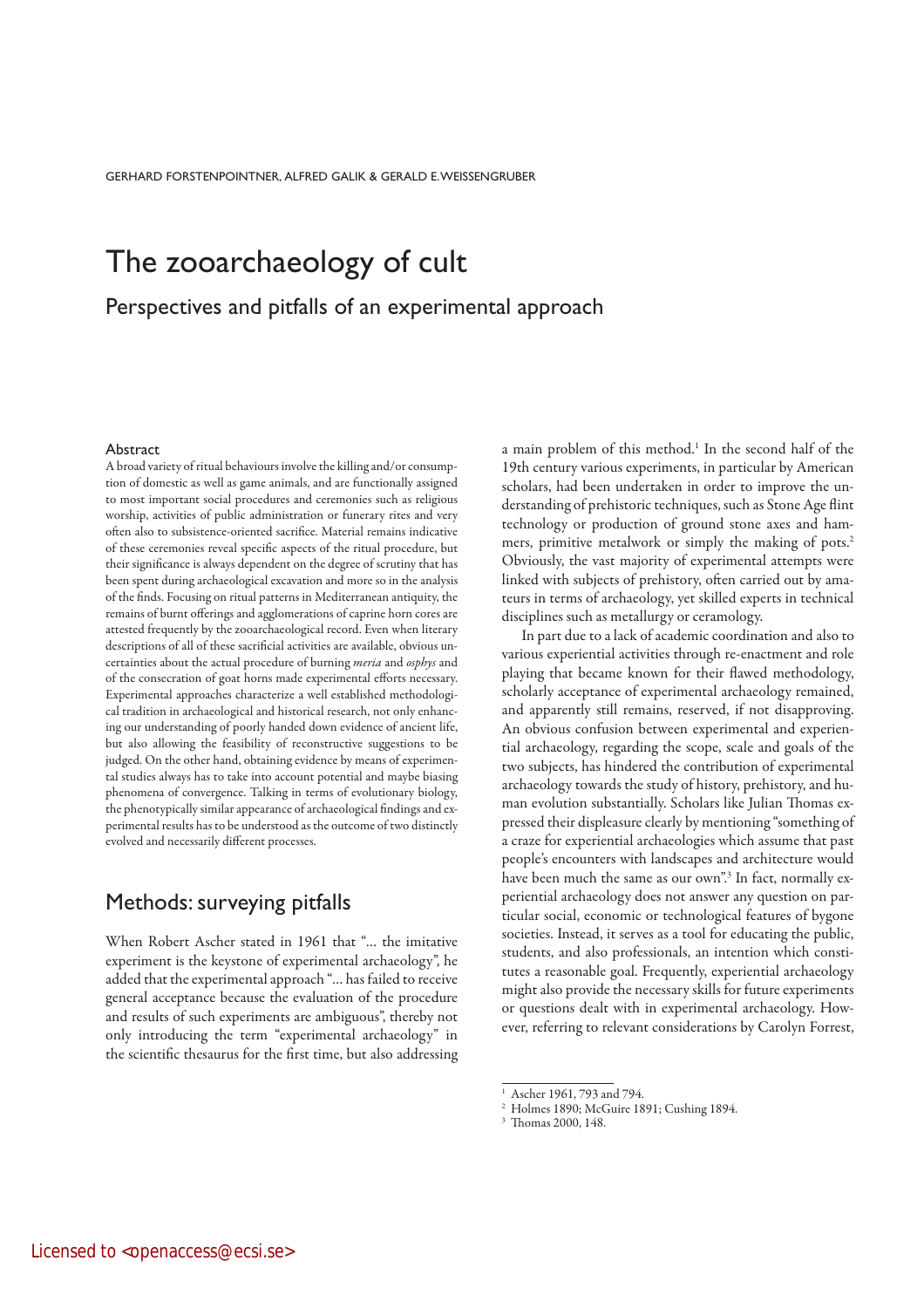GERHARD FORSTENPOINTNER, ALFRED GALIK & GERALD E. WEISSENGRUBER

# The zooarchaeology of cult

## Perspectives and pitfalls of an experimental approach

### Abstract

A broad variety of ritual behaviours involve the killing and/or consumption of domestic as well as game animals, and are functionally assigned to most important social procedures and ceremonies such as religious worship, activities of public administration or funerary rites and very often also to subsistence-oriented sacrifice. Material remains indicative of these ceremonies reveal specific aspects of the ritual procedure, but their significance is always dependent on the degree of scrutiny that has been spent during archaeological excavation and more so in the analysis of the finds. Focusing on ritual patterns in Mediterranean antiquity, the remains of burnt offerings and agglomerations of caprine horn cores are attested frequently by the zooarchaeological record. Even when literary descriptions of all of these sacrificial activities are available, obvious uncertainties about the actual procedure of burning *meria* and *osphys* and of the consecration of goat horns made experimental efforts necessary. Experimental approaches characterize a well established methodological tradition in archaeological and historical research, not only enhancing our understanding of poorly handed down evidence of ancient life, but also allowing the feasibility of reconstructive suggestions to be judged. On the other hand, obtaining evidence by means of experimental studies always has to take into account potential and maybe biasing phenomena of convergence. Talking in terms of evolutionary biology, the phenotypically similar appearance of archaeological findings and experimental results has to be understood as the outcome of two distinctly evolved and necessarily different processes.

## Methods: surveying pitfalls

When Robert Ascher stated in 1961 that "… the imitative experiment is the keystone of experimental archaeology", he added that the experimental approach "… has failed to receive general acceptance because the evaluation of the procedure and results of such experiments are ambiguous", thereby not only introducing the term "experimental archaeology" in the scientific thesaurus for the first time, but also addressing a main problem of this method.[1] In the second half of the 19th century various experiments, in particular by American scholars, had been undertaken in order to improve the understanding of prehistoric techniques, such as Stone Age flint technology or production of ground stone axes and hammers, primitive metalwork or simply the making of pots.[2] Obviously, the vast majority of experimental attempts were linked with subjects of prehistory, often carried out by amateurs in terms of archaeology, yet skilled experts in technical disciplines such as metallurgy or ceramology.

In part due to a lack of academic coordination and also to various experiential activities through re-enactment and role playing that became known for their flawed methodology, scholarly acceptance of experimental archaeology remained, and apparently still remains, reserved, if not disapproving. An obvious confusion between experimental and experiential archaeology, regarding the scope, scale and goals of the two subjects, has hindered the contribution of experimental archaeology towards the study of history, prehistory, and human evolution substantially. Scholars like Julian Thomas expressed their displeasure clearly by mentioning "something of a craze for experiential archaeologies which assume that past people's encounters with landscapes and architecture would have been much the same as our own".[3] In fact, normally experiential archaeology does not answer any question on particular social, economic or technological features of bygone societies. Instead, it serves as a tool for educating the public, students, and also professionals, an intention which constitutes a reasonable goal. Frequently, experiential archaeology might also provide the necessary skills for future experiments or questions dealt with in experimental archaeology. However, referring to relevant considerations by Carolyn Forrest,

[1] Ascher 1961, 793 and 794.

[2] Holmes 1890; McGuire 1891; Cushing 1894.

[3] Thomas 2000, 148.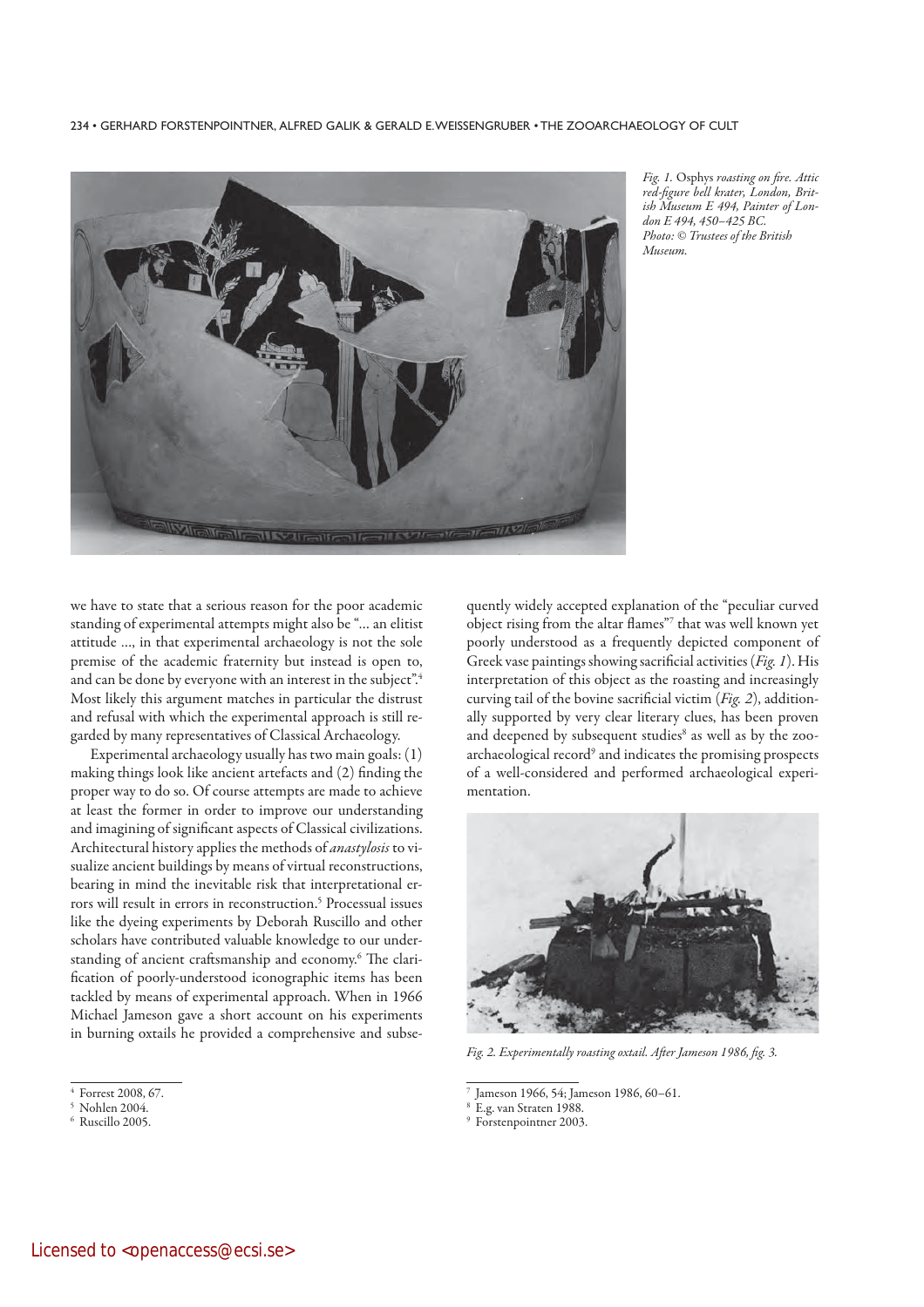*Fig. 1.* Osphys *roasting on fire. Attic red-figure bell krater, London, British Museum E 494, Painter of London E 494, 450–425 BC. Photo: © Trustees of the British Museum.*

we have to state that a serious reason for the poor academic standing of experimental attempts might also be "... an elitist attitude ..., in that experimental archaeology is not the sole premise of the academic fraternity but instead is open to, and can be done by everyone with an interest in the subject".[4] Most likely this argument matches in particular the distrust and refusal with which the experimental approach is still regarded by many representatives of Classical Archaeology.

Experimental archaeology usually has two main goals: (1) making things look like ancient artefacts and (2) finding the proper way to do so. Of course attempts are made to achieve at least the former in order to improve our understanding and imagining of significant aspects of Classical civilizations. Architectural history applies the methods of *anastylosis* to visualize ancient buildings by means of virtual reconstructions, bearing in mind the inevitable risk that interpretational errors will result in errors in reconstruction.[5] Processual issues like the dyeing experiments by Deborah Ruscillo and other scholars have contributed valuable knowledge to our understanding of ancient craftsmanship and economy.[6] The clarification of poorly-understood iconographic items has been tackled by means of experimental approach. When in 1966 Michael Jameson gave a short account on his experiments in burning oxtails he provided a comprehensive and subsequently widely accepted explanation of the "peculiar curved object rising from the altar flames"[7] that was well known yet poorly understood as a frequently depicted component of Greek vase paintings showing sacrificial activities (*Fig. 1*). His interpretation of this object as the roasting and increasingly curving tail of the bovine sacrificial victim (*Fig. 2*), additionally supported by very clear literary clues, has been proven and deepened by subsequent studies[8] as well as by the zooarchaeological record[9] and indicates the promising prospects of a well-considered and performed archaeological experimentation.

*Fig. 2. Experimentally roasting oxtail. After Jameson 1986, fig. 3.*

---

[4] Forrest 2008, 67.
[5] Nohlen 2004.
[6] Ruscillo 2005.
[7] Jameson 1966, 54; Jameson 1986, 60–61.
[8] E.g. van Straten 1988.
[9] Forstenpointner 2003.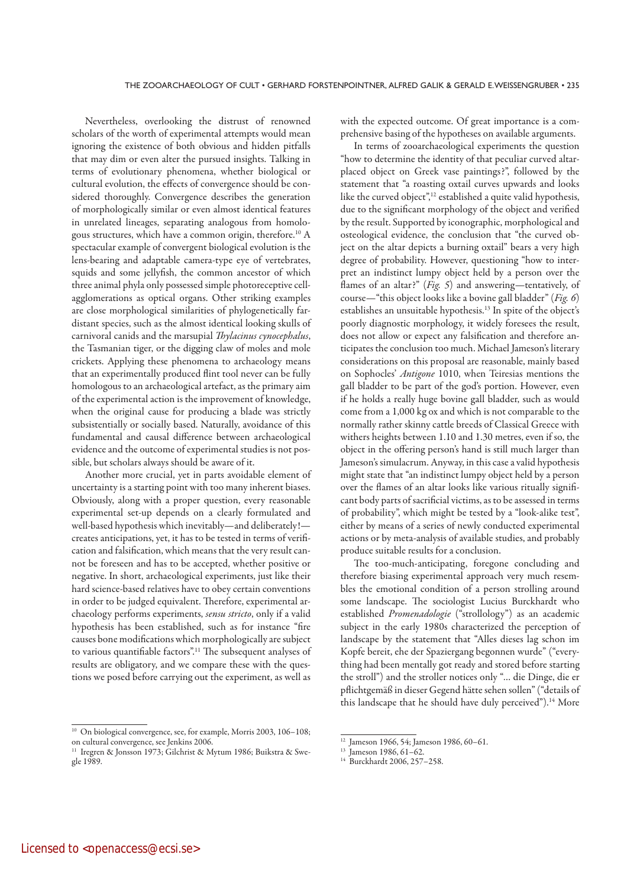Nevertheless, overlooking the distrust of renowned scholars of the worth of experimental attempts would mean ignoring the existence of both obvious and hidden pitfalls that may dim or even alter the pursued insights. Talking in terms of evolutionary phenomena, whether biological or cultural evolution, the effects of convergence should be considered thoroughly. Convergence describes the generation of morphologically similar or even almost identical features in unrelated lineages, separating analogous from homologous structures, which have a common origin, therefore.[10] A spectacular example of convergent biological evolution is the lens-bearing and adaptable camera-type eye of vertebrates, squids and some jellyfish, the common ancestor of which three animal phyla only possessed simple photoreceptive cell-agglomerations as optical organs. Other striking examples are close morphological similarities of phylogenetically far-distant species, such as the almost identical looking skulls of carnivoral canids and the marsupial *Thylacinus cynocephalus*, the Tasmanian tiger, or the digging claw of moles and mole crickets. Applying these phenomena to archaeology means that an experimentally produced flint tool never can be fully homologous to an archaeological artefact, as the primary aim of the experimental action is the improvement of knowledge, when the original cause for producing a blade was strictly subsistentially or socially based. Naturally, avoidance of this fundamental and causal difference between archaeological evidence and the outcome of experimental studies is not possible, but scholars always should be aware of it.

Another more crucial, yet in parts avoidable element of uncertainty is a starting point with too many inherent biases. Obviously, along with a proper question, every reasonable experimental set-up depends on a clearly formulated and well-based hypothesis which inevitably—and deliberately!—creates anticipations, yet, it has to be tested in terms of verification and falsification, which means that the very result cannot be foreseen and has to be accepted, whether positive or negative. In short, archaeological experiments, just like their hard science-based relatives have to obey certain conventions in order to be judged equivalent. Therefore, experimental archaeology performs experiments, *sensu stricto*, only if a valid hypothesis has been established, such as for instance "fire causes bone modifications which morphologically are subject to various quantifiable factors".[11] The subsequent analyses of results are obligatory, and we compare these with the questions we posed before carrying out the experiment, as well as with the expected outcome. Of great importance is a comprehensive basing of the hypotheses on available arguments.

In terms of zooarchaeological experiments the question "how to determine the identity of that peculiar curved altar-placed object on Greek vase paintings?", followed by the statement that "a roasting oxtail curves upwards and looks like the curved object",[12] established a quite valid hypothesis, due to the significant morphology of the object and verified by the result. Supported by iconographic, morphological and osteological evidence, the conclusion that "the curved object on the altar depicts a burning oxtail" bears a very high degree of probability. However, questioning "how to interpret an indistinct lumpy object held by a person over the flames of an altar?" (*Fig. 5*) and answering—tentatively, of course—"this object looks like a bovine gall bladder" (*Fig. 6*) establishes an unsuitable hypothesis.[13] In spite of the object's poorly diagnostic morphology, it widely foresees the result, does not allow or expect any falsification and therefore anticipates the conclusion too much. Michael Jameson's literary considerations on this proposal are reasonable, mainly based on Sophocles' *Antigone* 1010, when Teiresias mentions the gall bladder to be part of the god's portion. However, even if he holds a really huge bovine gall bladder, such as would come from a 1,000 kg ox and which is not comparable to the normally rather skinny cattle breeds of Classical Greece with withers heights between 1.10 and 1.30 metres, even if so, the object in the offering person's hand is still much larger than Jameson's simulacrum. Anyway, in this case a valid hypothesis might state that "an indistinct lumpy object held by a person over the flames of an altar looks like various ritually significant body parts of sacrificial victims, as to be assessed in terms of probability", which might be tested by a "look-alike test", either by means of a series of newly conducted experimental actions or by meta-analysis of available studies, and probably produce suitable results for a conclusion.

The too-much-anticipating, foregone concluding and therefore biasing experimental approach very much resembles the emotional condition of a person strolling around some landscape. The sociologist Lucius Burckhardt who established *Promenadologie* ("strollology") as an academic subject in the early 1980s characterized the perception of landscape by the statement that "Alles dieses lag schon im Kopfe bereit, ehe der Spaziergang begonnen wurde" ("everything had been mentally got ready and stored before starting the stroll") and the stroller notices only "... die Dinge, die er pflichtgemäß in dieser Gegend hätte sehen sollen" ("details of this landscape that he should have duly perceived").[14] More

---

[10] On biological convergence, see, for example, Morris 2003, 106–108; on cultural convergence, see Jenkins 2006.

[11] Iregren & Jonsson 1973; Gilchrist & Mytum 1986; Buikstra & Swegle 1989.

[12] Jameson 1966, 54; Jameson 1986, 60–61.

[13] Jameson 1986, 61–62.

[14] Burckhardt 2006, 257–258.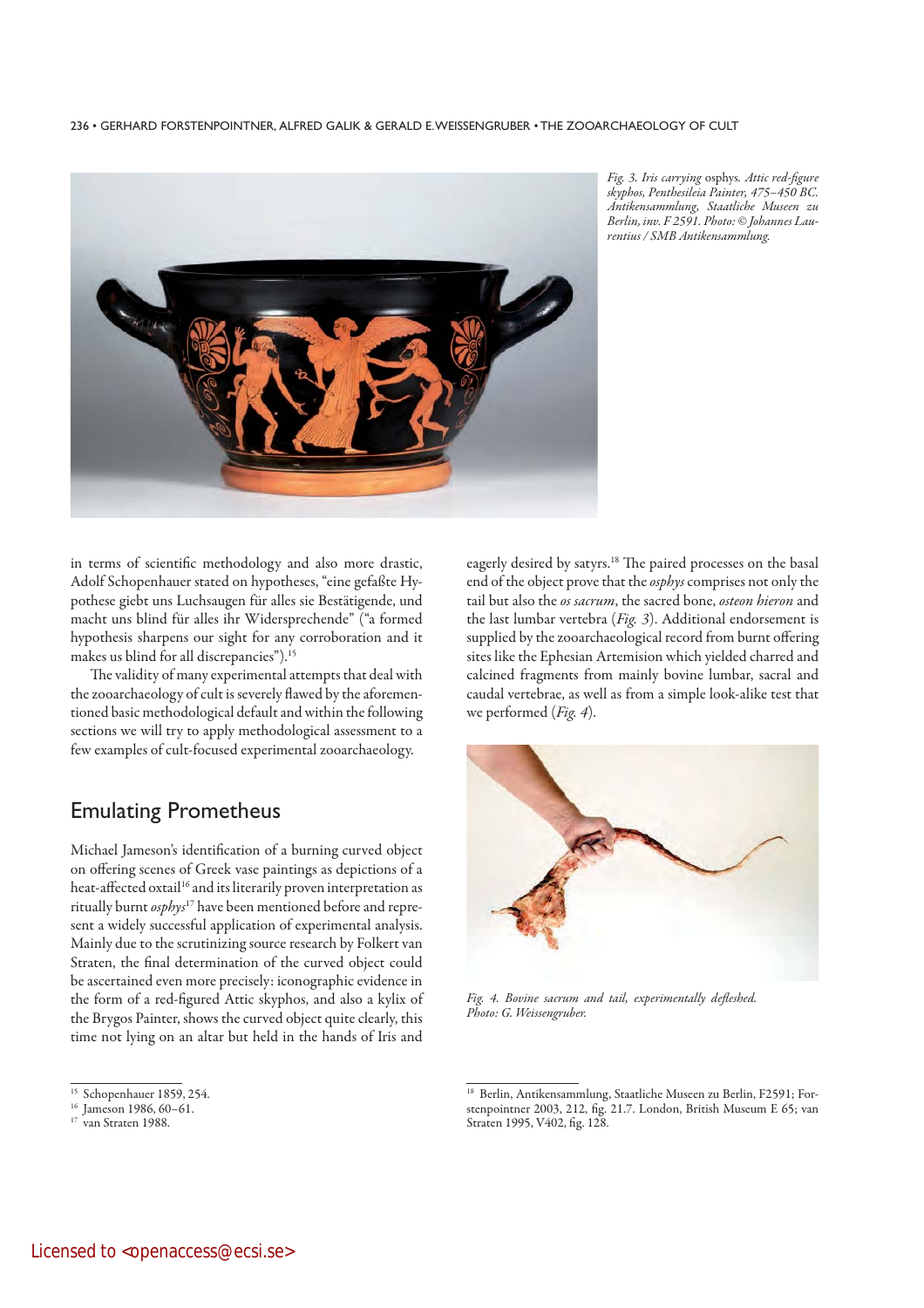*Fig. 3. Iris carrying* osphys. *Attic red-figure skyphos, Penthesileia Painter, 475–450 BC. Antikensammlung, Staatliche Museen zu Berlin, inv. F 2591. Photo: © Johannes Laurentius / SMB Antikensammlung.*

in terms of scientific methodology and also more drastic, Adolf Schopenhauer stated on hypotheses, "eine gefaßte Hypothese giebt uns Luchsaugen für alles sie Bestätigende, und macht uns blind für alles ihr Widersprechende" ("a formed hypothesis sharpens our sight for any corroboration and it makes us blind for all discrepancies").[15]

The validity of many experimental attempts that deal with the zooarchaeology of cult is severely flawed by the aforementioned basic methodological default and within the following sections we will try to apply methodological assessment to a few examples of cult-focused experimental zooarchaeology.

## Emulating Prometheus

Michael Jameson's identification of a burning curved object on offering scenes of Greek vase paintings as depictions of a heat-affected oxtail[16] and its literarily proven interpretation as ritually burnt *osphys*[17] have been mentioned before and represent a widely successful application of experimental analysis. Mainly due to the scrutinizing source research by Folkert van Straten, the final determination of the curved object could be ascertained even more precisely: iconographic evidence in the form of a red-figured Attic skyphos, and also a kylix of the Brygos Painter, shows the curved object quite clearly, this time not lying on an altar but held in the hands of Iris and eagerly desired by satyrs.[18] The paired processes on the basal end of the object prove that the *osphys* comprises not only the tail but also the *os sacrum*, the sacred bone, *osteon hieron* and the last lumbar vertebra (*Fig. 3*). Additional endorsement is supplied by the zooarchaeological record from burnt offering sites like the Ephesian Artemision which yielded charred and calcined fragments from mainly bovine lumbar, sacral and caudal vertebrae, as well as from a simple look-alike test that we performed (*Fig. 4*).

*Fig. 4. Bovine sacrum and tail, experimentally defleshed. Photo: G. Weissengruber.*

---

[15] Schopenhauer 1859, 254.

[16] Jameson 1986, 60–61.

[17] van Straten 1988.

[18] Berlin, Antikensammlung, Staatliche Museen zu Berlin, F2591; Forstenpointner 2003, 212, fig. 21.7. London, British Museum E 65; van Straten 1995, V402, fig. 128.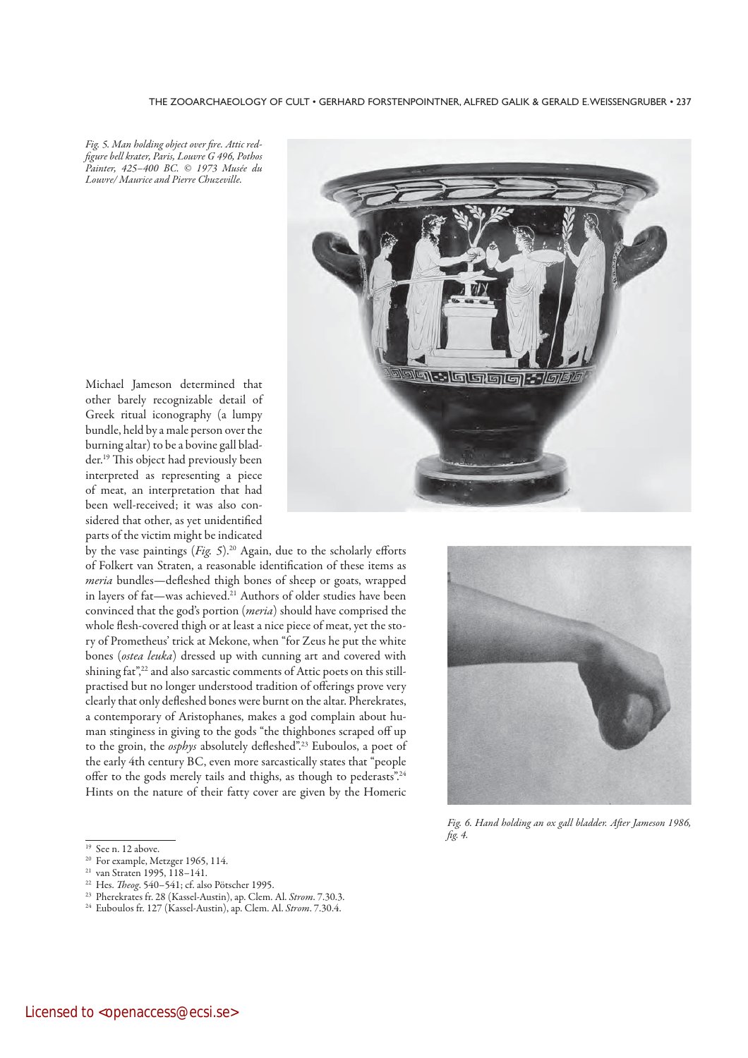*Fig. 5. Man holding object over fire. Attic red-figure bell krater, Paris, Louvre G 496, Pothos Painter, 425–400 BC. © 1973 Musée du Louvre/ Maurice and Pierre Chuzeville.*

Michael Jameson determined that other barely recognizable detail of Greek ritual iconography (a lumpy bundle, held by a male person over the burning altar) to be a bovine gall bladder.[19] This object had previously been interpreted as representing a piece of meat, an interpretation that had been well-received; it was also considered that other, as yet unidentified parts of the victim might be indicated by the vase paintings (*Fig. 5*).[20] Again, due to the scholarly efforts of Folkert van Straten, a reasonable identification of these items as *meria* bundles—defleshed thigh bones of sheep or goats, wrapped in layers of fat—was achieved.[21] Authors of older studies have been convinced that the god's portion (*meria*) should have comprised the whole flesh-covered thigh or at least a nice piece of meat, yet the story of Prometheus' trick at Mekone, when "for Zeus he put the white bones (*ostea leuka*) dressed up with cunning art and covered with shining fat",[22] and also sarcastic comments of Attic poets on this still-practised but no longer understood tradition of offerings prove very clearly that only defleshed bones were burnt on the altar. Pherekrates, a contemporary of Aristophanes, makes a god complain about human stinginess in giving to the gods "the thighbones scraped off up to the groin, the *osphys* absolutely defleshed".[23] Euboulos, a poet of the early 4th century BC, even more sarcastically states that "people offer to the gods merely tails and thighs, as though to pederasts".[24] Hints on the nature of their fatty cover are given by the Homeric

*Fig. 6. Hand holding an ox gall bladder. After Jameson 1986, fig. 4.*

---

[19] See n. 12 above.

[20] For example, Metzger 1965, 114.

[21] van Straten 1995, 118–141.

[22] Hes. *Theog*. 540–541; cf. also Pötscher 1995.

[23] Pherekrates fr. 28 (Kassel-Austin), ap. Clem. Al. *Strom*. 7.30.3.

[24] Euboulos fr. 127 (Kassel-Austin), ap. Clem. Al. *Strom*. 7.30.4.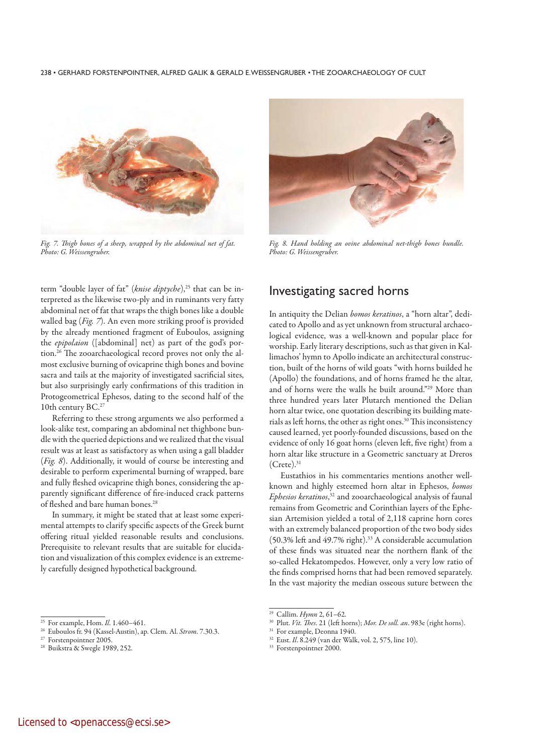*Fig. 7. Thigh bones of a sheep, wrapped by the abdominal net of fat. Photo: G. Weissengruber.*

*Fig. 8. Hand holding an ovine abdominal net-thigh bones bundle. Photo: G. Weissengruber.*

term "double layer of fat" (*knise diptyche*),[25] that can be interpreted as the likewise two-ply and in ruminants very fatty abdominal net of fat that wraps the thigh bones like a double walled bag (*Fig. 7*). An even more striking proof is provided by the already mentioned fragment of Euboulos, assigning the *epipolaion* ([abdominal] net) as part of the god's portion.[26] The zooarchaeological record proves not only the almost exclusive burning of ovicaprine thigh bones and bovine sacra and tails at the majority of investigated sacrificial sites, but also surprisingly early confirmations of this tradition in Protogeometrical Ephesos, dating to the second half of the 10th century BC.[27]

Referring to these strong arguments we also performed a look-alike test, comparing an abdominal net thighbone bundle with the queried depictions and we realized that the visual result was at least as satisfactory as when using a gall bladder (*Fig. 8*). Additionally, it would of course be interesting and desirable to perform experimental burning of wrapped, bare and fully fleshed ovicaprine thigh bones, considering the apparently significant difference of fire-induced crack patterns of fleshed and bare human bones.[28]

In summary, it might be stated that at least some experimental attempts to clarify specific aspects of the Greek burnt offering ritual yielded reasonable results and conclusions. Prerequisite to relevant results that are suitable for elucidation and visualization of this complex evidence is an extremely carefully designed hypothetical background.

## Investigating sacred horns

In antiquity the Delian *bomos keratinos*, a "horn altar", dedicated to Apollo and as yet unknown from structural archaeological evidence, was a well-known and popular place for worship. Early literary descriptions, such as that given in Kallimachos' hymn to Apollo indicate an architectural construction, built of the horns of wild goats "with horns builded he (Apollo) the foundations, and of horns framed he the altar, and of horns were the walls he built around."[29] More than three hundred years later Plutarch mentioned the Delian horn altar twice, one quotation describing its building materials as left horns, the other as right ones.[30] This inconsistency caused learned, yet poorly-founded discussions, based on the evidence of only 16 goat horns (eleven left, five right) from a horn altar like structure in a Geometric sanctuary at Dreros (Crete).[31]

Eustathios in his commentaries mentions another well-known and highly esteemed horn altar in Ephesos, *bomos Ephesios keratinos*,[32] and zooarchaeological analysis of faunal remains from Geometric and Corinthian layers of the Ephesian Artemision yielded a total of 2,118 caprine horn cores with an extremely balanced proportion of the two body sides (50.3% left and 49.7% right).[33] A considerable accumulation of these finds was situated near the northern flank of the so-called Hekatompedos. However, only a very low ratio of the finds comprised horns that had been removed separately. In the vast majority the median osseous suture between the

---

[25] For example, Hom. *Il*. 1.460–461.

[26] Euboulos fr. 94 (Kassel-Austin), ap. Clem. Al. *Strom*. 7.30.3.

[27] Forstenpointner 2005.

[28] Buikstra & Swegle 1989, 252.

[29] Callim. *Hymn* 2, 61–62.

[30] Plut. *Vit. Thes*. 21 (left horns); *Mor. De soll. an*. 983e (right horns).

[31] For example, Deonna 1940.

[32] Eust. *Il*. 8.249 (van der Walk, vol. 2, 575, line 10).

[33] Forstenpointner 2000.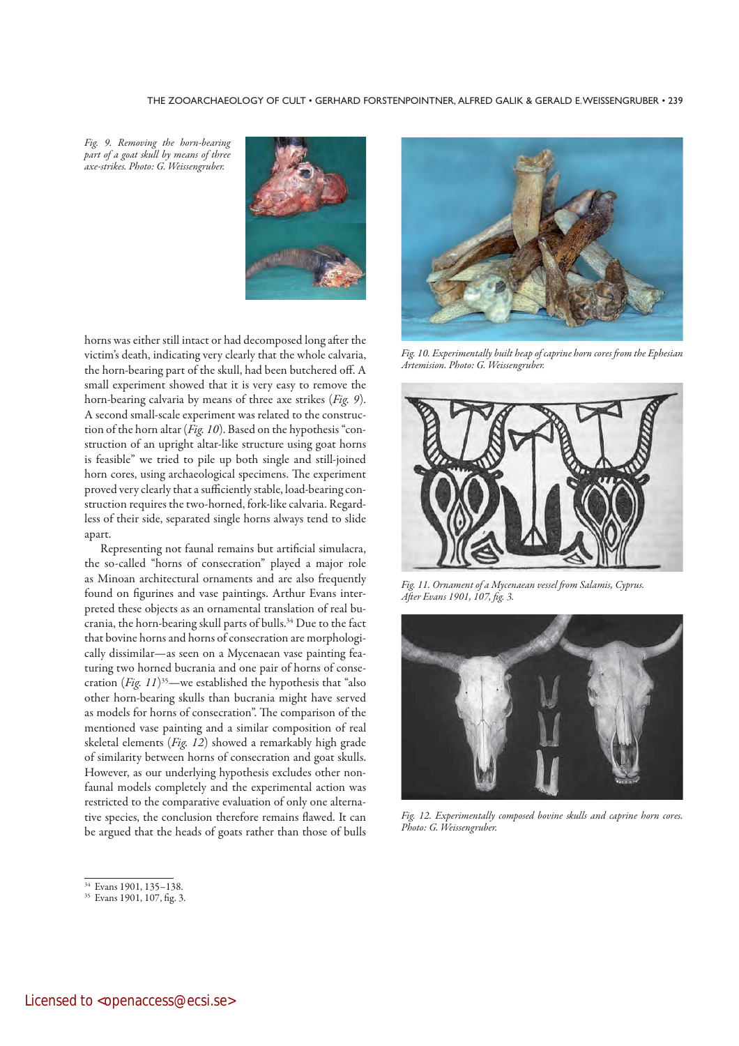*Fig. 9. Removing the horn-bearing part of a goat skull by means of three axe-strikes. Photo: G. Weissengruber.*

*Fig. 10. Experimentally built heap of caprine horn cores from the Ephesian Artemision. Photo: G. Weissengruber.*

*Fig. 11. Ornament of a Mycenaean vessel from Salamis, Cyprus. After Evans 1901, 107, fig. 3.*

*Fig. 12. Experimentally composed bovine skulls and caprine horn cores. Photo: G. Weissengruber.*

horns was either still intact or had decomposed long after the victim's death, indicating very clearly that the whole calvaria, the horn-bearing part of the skull, had been butchered off. A small experiment showed that it is very easy to remove the horn-bearing calvaria by means of three axe strikes (*Fig. 9*). A second small-scale experiment was related to the construction of the horn altar (*Fig. 10*). Based on the hypothesis "construction of an upright altar-like structure using goat horns is feasible" we tried to pile up both single and still-joined horn cores, using archaeological specimens. The experiment proved very clearly that a sufficiently stable, load-bearing construction requires the two-horned, fork-like calvaria. Regardless of their side, separated single horns always tend to slide apart.

Representing not faunal remains but artificial simulacra, the so-called "horns of consecration" played a major role as Minoan architectural ornaments and are also frequently found on figurines and vase paintings. Arthur Evans interpreted these objects as an ornamental translation of real bucrania, the horn-bearing skull parts of bulls.[34] Due to the fact that bovine horns and horns of consecration are morphologically dissimilar—as seen on a Mycenaean vase painting featuring two horned bucrania and one pair of horns of consecration (*Fig. 11*)[35]—we established the hypothesis that "also other horn-bearing skulls than bucrania might have served as models for horns of consecration". The comparison of the mentioned vase painting and a similar composition of real skeletal elements (*Fig. 12*) showed a remarkably high grade of similarity between horns of consecration and goat skulls. However, as our underlying hypothesis excludes other non-faunal models completely and the experimental action was restricted to the comparative evaluation of only one alternative species, the conclusion therefore remains flawed. It can be argued that the heads of goats rather than those of bulls

[34] Evans 1901, 135–138.

[35] Evans 1901, 107, fig. 3.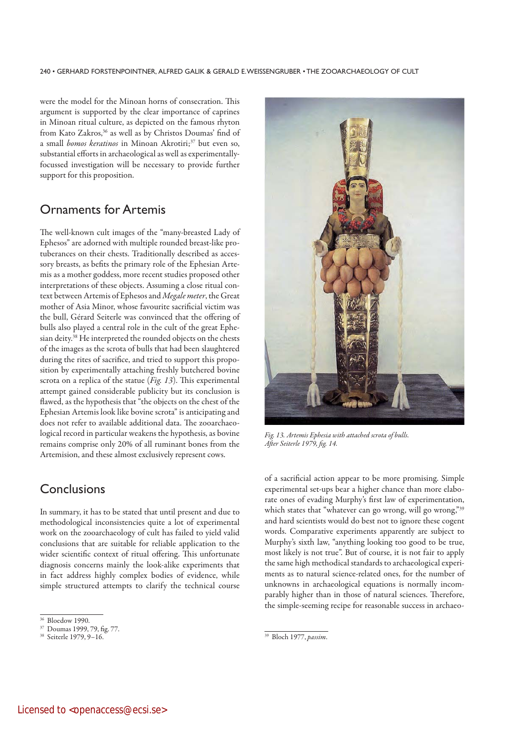were the model for the Minoan horns of consecration. This argument is supported by the clear importance of caprines in Minoan ritual culture, as depicted on the famous rhyton from Kato Zakros,[36] as well as by Christos Doumas' find of a small *bomos keratinos* in Minoan Akrotiri;[37] but even so, substantial efforts in archaeological as well as experimentally-focussed investigation will be necessary to provide further support for this proposition.

## Ornaments for Artemis

The well-known cult images of the "many-breasted Lady of Ephesos" are adorned with multiple rounded breast-like protuberances on their chests. Traditionally described as accessory breasts, as befits the primary role of the Ephesian Artemis as a mother goddess, more recent studies proposed other interpretations of these objects. Assuming a close ritual context between Artemis of Ephesos and *Megale meter*, the Great mother of Asia Minor, whose favourite sacrificial victim was the bull, Gérard Seiterle was convinced that the offering of bulls also played a central role in the cult of the great Ephesian deity.[38] He interpreted the rounded objects on the chests of the images as the scrota of bulls that had been slaughtered during the rites of sacrifice, and tried to support this proposition by experimentally attaching freshly butchered bovine scrota on a replica of the statue (*Fig. 13*). This experimental attempt gained considerable publicity but its conclusion is flawed, as the hypothesis that "the objects on the chest of the Ephesian Artemis look like bovine scrota" is anticipating and does not refer to available additional data. The zooarchaeological record in particular weakens the hypothesis, as bovine remains comprise only 20% of all ruminant bones from the Artemision, and these almost exclusively represent cows.

*Fig. 13. Artemis Ephesia with attached scrota of bulls. After Seiterle 1979, fig. 14.*

## Conclusions

In summary, it has to be stated that until present and due to methodological inconsistencies quite a lot of experimental work on the zooarchaeology of cult has failed to yield valid conclusions that are suitable for reliable application to the wider scientific context of ritual offering. This unfortunate diagnosis concerns mainly the look-alike experiments that in fact address highly complex bodies of evidence, while simple structured attempts to clarify the technical course of a sacrificial action appear to be more promising. Simple experimental set-ups bear a higher chance than more elaborate ones of evading Murphy's first law of experimentation, which states that "whatever can go wrong, will go wrong,"[39] and hard scientists would do best not to ignore these cogent words. Comparative experiments apparently are subject to Murphy's sixth law, "anything looking too good to be true, most likely is not true". But of course, it is not fair to apply the same high methodical standards to archaeological experiments as to natural science-related ones, for the number of unknowns in archaeological equations is normally incomparably higher than in those of natural sciences. Therefore, the simple-seeming recipe for reasonable success in archaeo-

---

[36] Bloedow 1990.

[37] Doumas 1999, 79, fig. 77.

[38] Seiterle 1979, 9–16.

[39] Bloch 1977, *passim*.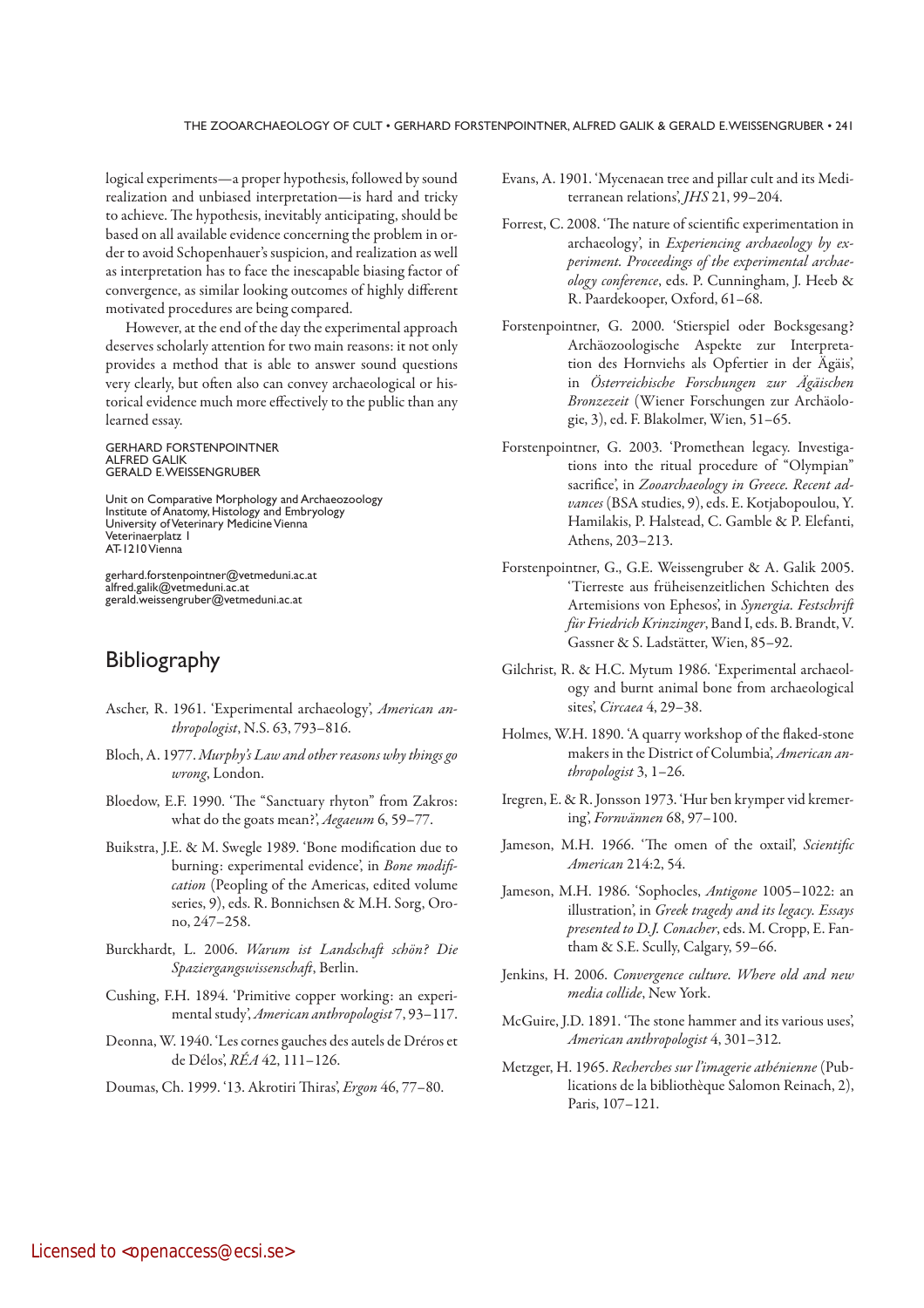logical experiments—a proper hypothesis, followed by sound realization and unbiased interpretation—is hard and tricky to achieve. The hypothesis, inevitably anticipating, should be based on all available evidence concerning the problem in order to avoid Schopenhauer's suspicion, and realization as well as interpretation has to face the inescapable biasing factor of convergence, as similar looking outcomes of highly different motivated procedures are being compared.

However, at the end of the day the experimental approach deserves scholarly attention for two main reasons: it not only provides a method that is able to answer sound questions very clearly, but often also can convey archaeological or historical evidence much more effectively to the public than any learned essay.

GERHARD FORSTENPOINTNER
ALFRED GALIK
GERALD E. WEISSENGRUBER

Unit on Comparative Morphology and Archaeozoology
Institute of Anatomy, Histology and Embryology
University of Veterinary Medicine Vienna
Veterinaerplatz 1
AT-1210 Vienna

gerhard.forstenpointner@vetmeduni.ac.at
alfred.galik@vetmeduni.ac.at
gerald.weissengruber@vetmeduni.ac.at

## Bibliography

Ascher, R. 1961. 'Experimental archaeology', *American anthropologist*, N.S. 63, 793–816.

Bloch, A. 1977. *Murphy's Law and other reasons why things go wrong*, London.

Bloedow, E.F. 1990. 'The "Sanctuary rhyton" from Zakros: what do the goats mean?', *Aegaeum* 6, 59–77.

Buikstra, J.E. & M. Swegle 1989. 'Bone modification due to burning: experimental evidence', in *Bone modification* (Peopling of the Americas, edited volume series, 9), eds. R. Bonnichsen & M.H. Sorg, Orono, 247–258.

Burckhardt, L. 2006. *Warum ist Landschaft schön? Die Spaziergangswissenschaft*, Berlin.

Cushing, F.H. 1894. 'Primitive copper working: an experimental study', *American anthropologist* 7, 93–117.

Deonna, W. 1940. 'Les cornes gauches des autels de Dréros et de Délos', *RÉA* 42, 111–126.

Doumas, Ch. 1999. '13. Akrotiri Thiras', *Ergon* 46, 77–80.

Evans, A. 1901. 'Mycenaean tree and pillar cult and its Mediterranean relations', *JHS* 21, 99–204.

Forrest, C. 2008. 'The nature of scientific experimentation in archaeology', in *Experiencing archaeology by experiment. Proceedings of the experimental archaeology conference*, eds. P. Cunningham, J. Heeb & R. Paardekooper, Oxford, 61–68.

Forstenpointner, G. 2000. 'Stierspiel oder Bocksgesang? Archäozoologische Aspekte zur Interpretation des Hornviehs als Opfertier in der Ägäis', in *Österreichische Forschungen zur Ägäischen Bronzezeit* (Wiener Forschungen zur Archäologie, 3), ed. F. Blakolmer, Wien, 51–65.

Forstenpointner, G. 2003. 'Promethean legacy. Investigations into the ritual procedure of "Olympian" sacrifice', in *Zooarchaeology in Greece. Recent advances* (BSA studies, 9), eds. E. Kotjabopoulou, Y. Hamilakis, P. Halstead, C. Gamble & P. Elefanti, Athens, 203–213.

Forstenpointner, G., G.E. Weissengruber & A. Galik 2005. 'Tierreste aus früheisenzeitlichen Schichten des Artemisions von Ephesos', in *Synergia. Festschrift für Friedrich Krinzinger*, Band I, eds. B. Brandt, V. Gassner & S. Ladstätter, Wien, 85–92.

Gilchrist, R. & H.C. Mytum 1986. 'Experimental archaeology and burnt animal bone from archaeological sites', *Circaea* 4, 29–38.

Holmes, W.H. 1890. 'A quarry workshop of the flaked-stone makers in the District of Columbia', *American anthropologist* 3, 1–26.

Iregren, E. & R. Jonsson 1973. 'Hur ben krymper vid kremering', *Fornvännen* 68, 97–100.

Jameson, M.H. 1966. 'The omen of the oxtail', *Scientific American* 214:2, 54.

Jameson, M.H. 1986. 'Sophocles, *Antigone* 1005–1022: an illustration', in *Greek tragedy and its legacy. Essays presented to D.J. Conacher*, eds. M. Cropp, E. Fantham & S.E. Scully, Calgary, 59–66.

Jenkins, H. 2006. *Convergence culture. Where old and new media collide*, New York.

McGuire, J.D. 1891. 'The stone hammer and its various uses', *American anthropologist* 4, 301–312.

Metzger, H. 1965. *Recherches sur l'imagerie athénienne* (Publications de la bibliothèque Salomon Reinach, 2), Paris, 107–121.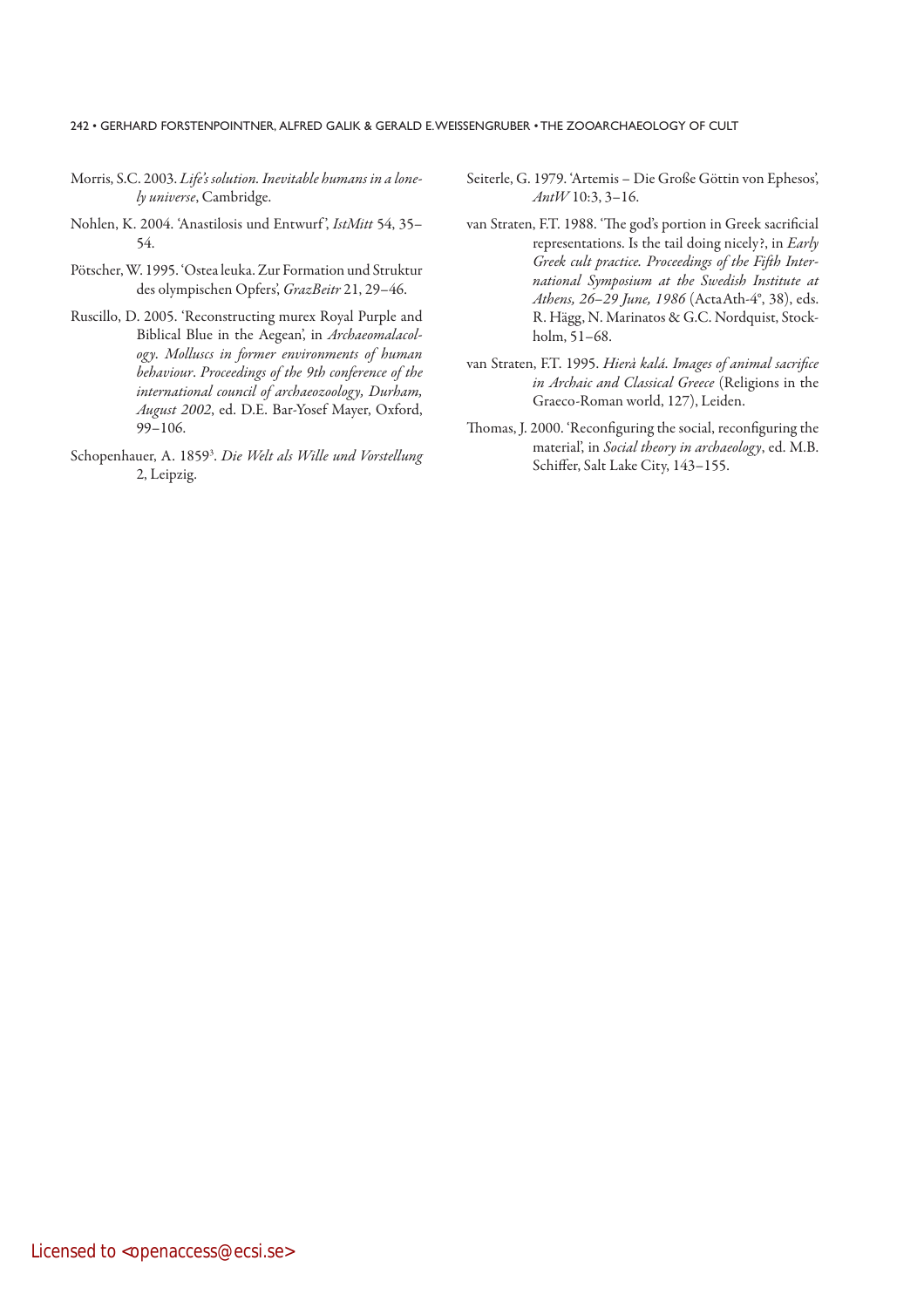Morris, S.C. 2003. *Life's solution. Inevitable humans in a lonely universe*, Cambridge.

Nohlen, K. 2004. 'Anastilosis und Entwurf', *IstMitt* 54, 35–54.

Pötscher, W. 1995. 'Ostea leuka. Zur Formation und Struktur des olympischen Opfers', *GrazBeitr* 21, 29–46.

Ruscillo, D. 2005. 'Reconstructing murex Royal Purple and Biblical Blue in the Aegean', in *Archaeomalacology. Molluscs in former environments of human behaviour. Proceedings of the 9th conference of the international council of archaeozoology, Durham, August 2002*, ed. D.E. Bar-Yosef Mayer, Oxford, 99–106.

Schopenhauer, A. 1859[3]. *Die Welt als Wille und Vorstellung* 2, Leipzig.

Seiterle, G. 1979. 'Artemis – Die Große Göttin von Ephesos', *AntW* 10:3, 3–16.

van Straten, F.T. 1988. 'The god's portion in Greek sacrificial representations. Is the tail doing nicely?, in *Early Greek cult practice. Proceedings of the Fifth International Symposium at the Swedish Institute at Athens, 26–29 June, 1986* (ActaAth-4°, 38), eds. R. Hägg, N. Marinatos & G.C. Nordquist, Stockholm, 51–68.

van Straten, F.T. 1995. *Hierà kalá. Images of animal sacrifice in Archaic and Classical Greece* (Religions in the Graeco-Roman world, 127), Leiden.

Thomas, J. 2000. 'Reconfiguring the social, reconfiguring the material', in *Social theory in archaeology*, ed. M.B. Schiffer, Salt Lake City, 143–155.